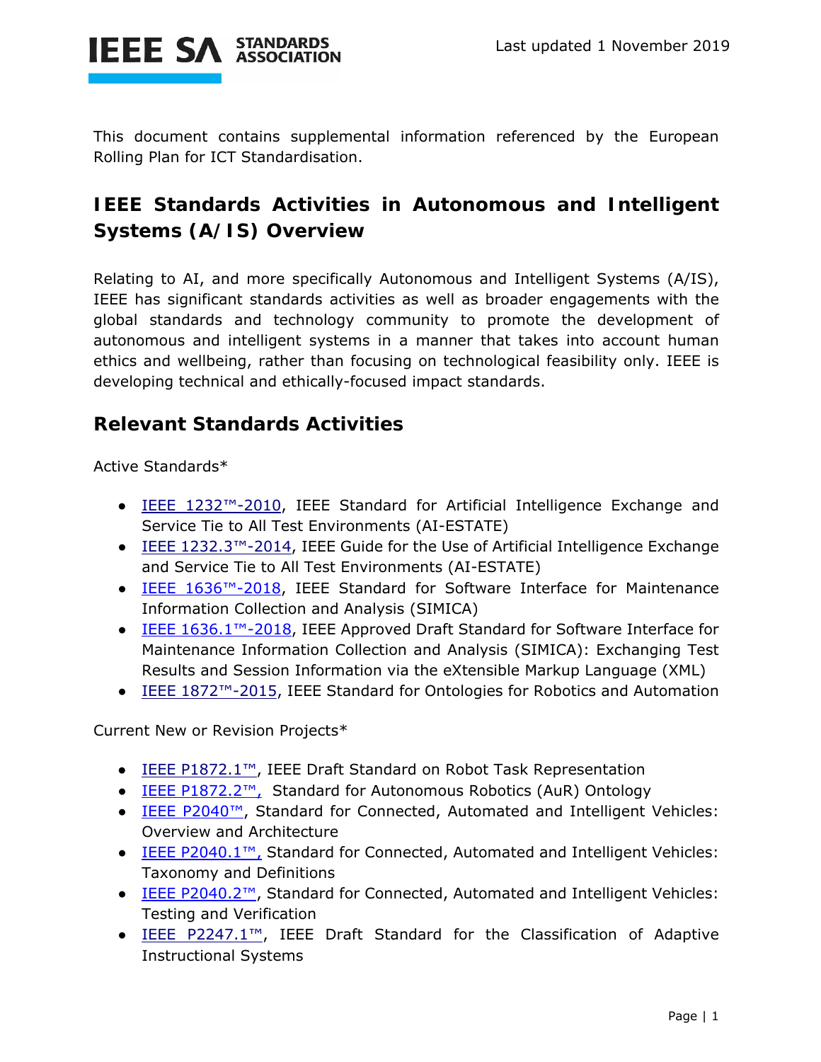This document contains supplemental information referenced by the European Rolling Plan for ICT Standardisation.

## IEEE Standards Activities in Autonomous and Intelligent Systems (A/IS) Overview

Relating to AI, and more specifically Autonomous and Intelligent Systems (A/IS), IEEE has significant standards activities as well as broader engagements with the global standards and technology community to promote the development of autonomous and intelligent systems in a manner that takes into account human ethics and wellbeing, rather than focusing on technological feasibility only. IEEE is developing technical and ethically-focused impact standards.

## Relevant Standards Activities

Active Standards*

- IEEE 1232™-2010, IEEE Standard for Artificial Intelligence Exchange and Service Tie to All Test Environments (AI-ESTATE)
- IEEE 1232.3™-2014, IEEE Guide for the Use of Artificial Intelligence Exchange and Service Tie to All Test Environments (AI-ESTATE)
- IEEE 1636™-2018, IEEE Standard for Software Interface for Maintenance Information Collection and Analysis (SIMICA)
- IEEE 1636.1™-2018, IEEE Approved Draft Standard for Software Interface for Maintenance Information Collection and Analysis (SIMICA): Exchanging Test Results and Session Information via the eXtensible Markup Language (XML)
- IEEE 1872™-2015, IEEE Standard for Ontologies for Robotics and Automation

Current New or Revision Projects*

- IEEE P1872.1™, IEEE Draft Standard on Robot Task Representation
- IEEE P1872.2™, Standard for Autonomous Robotics (AuR) Ontology
- IEEE P2040™, Standard for Connected, Automated and Intelligent Vehicles: Overview and Architecture
- IEEE P2040.1™, Standard for Connected, Automated and Intelligent Vehicles: Taxonomy and Definitions
- IEEE P2040.2™, Standard for Connected, Automated and Intelligent Vehicles: Testing and Verification
- IEEE P2247.1™, IEEE Draft Standard for the Classification of Adaptive Instructional Systems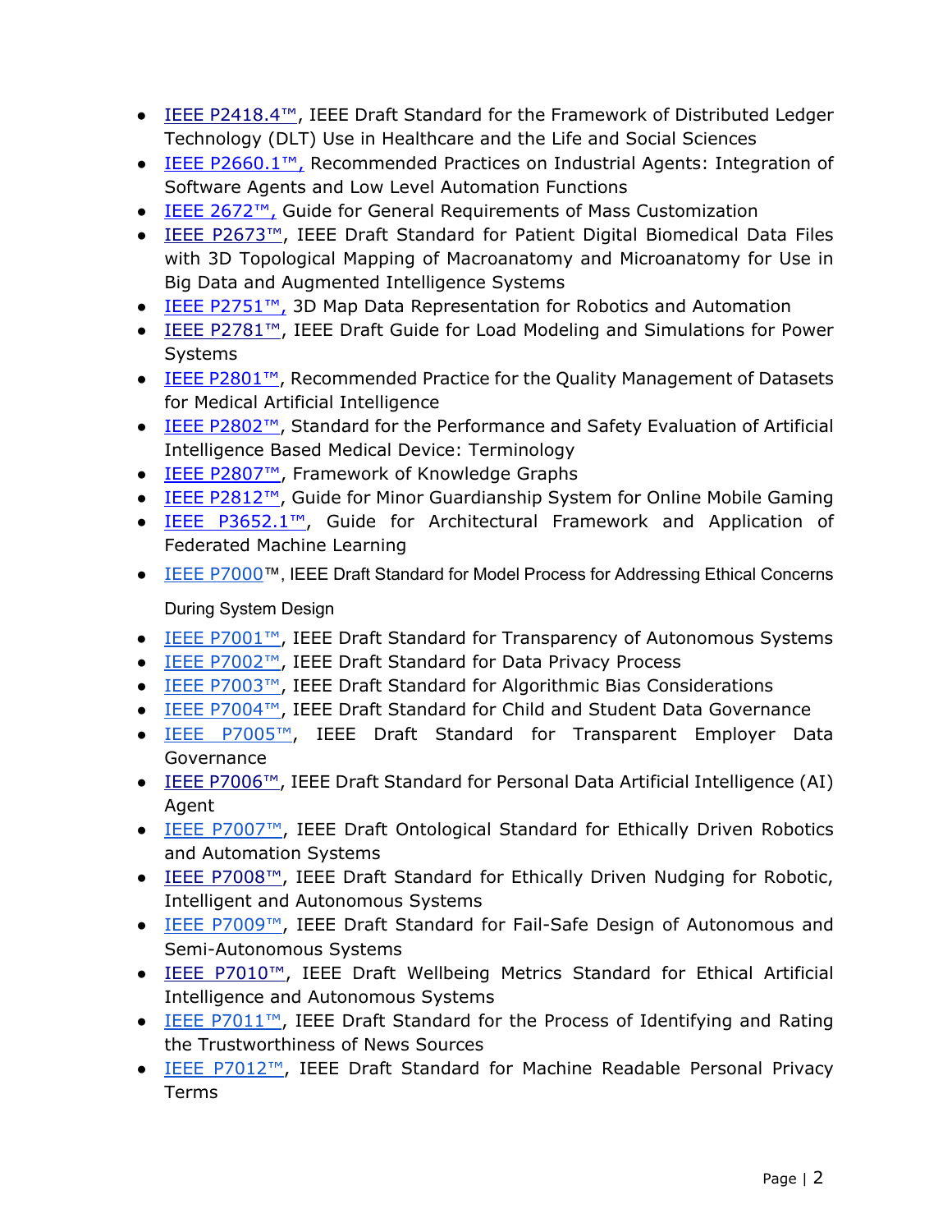- IEEE P2418.4™, IEEE Draft Standard for the Framework of Distributed Ledger Technology (DLT) Use in Healthcare and the Life and Social Sciences
- IEEE P2660.1™, Recommended Practices on Industrial Agents: Integration of Software Agents and Low Level Automation Functions
- IEEE 2672™, Guide for General Requirements of Mass Customization
- IEEE P2673™, IEEE Draft Standard for Patient Digital Biomedical Data Files with 3D Topological Mapping of Macroanatomy and Microanatomy for Use in Big Data and Augmented Intelligence Systems
- IEEE P2751™, 3D Map Data Representation for Robotics and Automation
- IEEE P2781™, IEEE Draft Guide for Load Modeling and Simulations for Power Systems
- IEEE P2801™, Recommended Practice for the Quality Management of Datasets for Medical Artificial Intelligence
- IEEE P2802™, Standard for the Performance and Safety Evaluation of Artificial Intelligence Based Medical Device: Terminology
- IEEE P2807™, Framework of Knowledge Graphs
- IEEE P2812™, Guide for Minor Guardianship System for Online Mobile Gaming
- IEEE P3652.1™, Guide for Architectural Framework and Application of Federated Machine Learning
- IEEE P7000™, IEEE Draft Standard for Model Process for Addressing Ethical Concerns During System Design
- IEEE P7001™, IEEE Draft Standard for Transparency of Autonomous Systems
- IEEE P7002™, IEEE Draft Standard for Data Privacy Process
- IEEE P7003™, IEEE Draft Standard for Algorithmic Bias Considerations
- IEEE P7004™, IEEE Draft Standard for Child and Student Data Governance
- IEEE P7005™, IEEE Draft Standard for Transparent Employer Data Governance
- IEEE P7006™, IEEE Draft Standard for Personal Data Artificial Intelligence (AI) Agent
- IEEE P7007™, IEEE Draft Ontological Standard for Ethically Driven Robotics and Automation Systems
- IEEE P7008™, IEEE Draft Standard for Ethically Driven Nudging for Robotic, Intelligent and Autonomous Systems
- IEEE P7009™, IEEE Draft Standard for Fail-Safe Design of Autonomous and Semi-Autonomous Systems
- IEEE P7010™, IEEE Draft Wellbeing Metrics Standard for Ethical Artificial Intelligence and Autonomous Systems
- IEEE P7011™, IEEE Draft Standard for the Process of Identifying and Rating the Trustworthiness of News Sources
- IEEE P7012™, IEEE Draft Standard for Machine Readable Personal Privacy Terms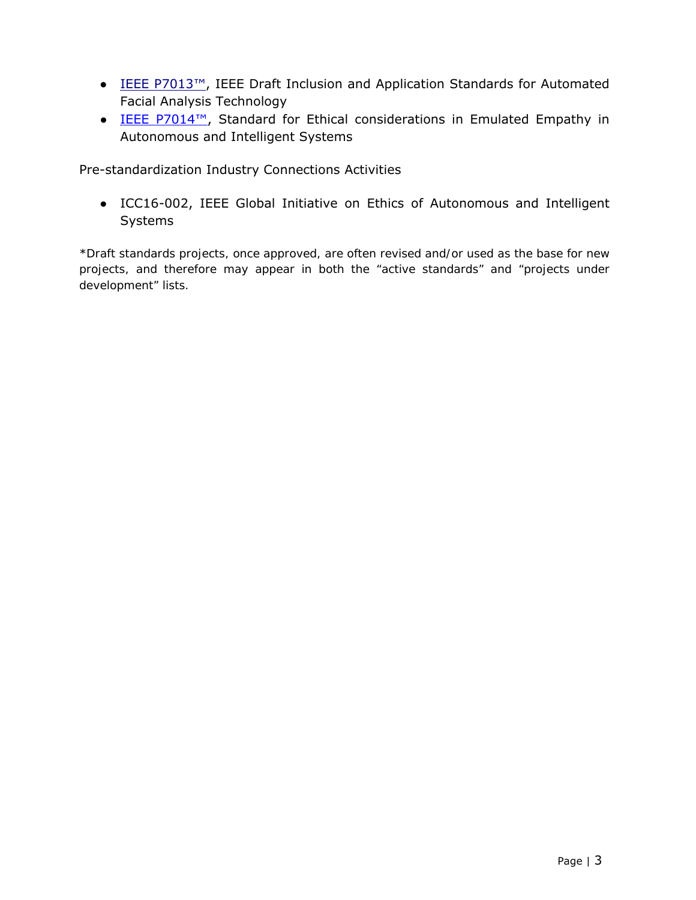- [IEEE P7013™](), IEEE Draft Inclusion and Application Standards for Automated Facial Analysis Technology
- [IEEE P7014™](), Standard for Ethical considerations in Emulated Empathy in Autonomous and Intelligent Systems

Pre-standardization Industry Connections Activities

- ICC16-002, IEEE Global Initiative on Ethics of Autonomous and Intelligent Systems

*Draft standards projects, once approved, are often revised and/or used as the base for new projects, and therefore may appear in both the "active standards" and "projects under development" lists.